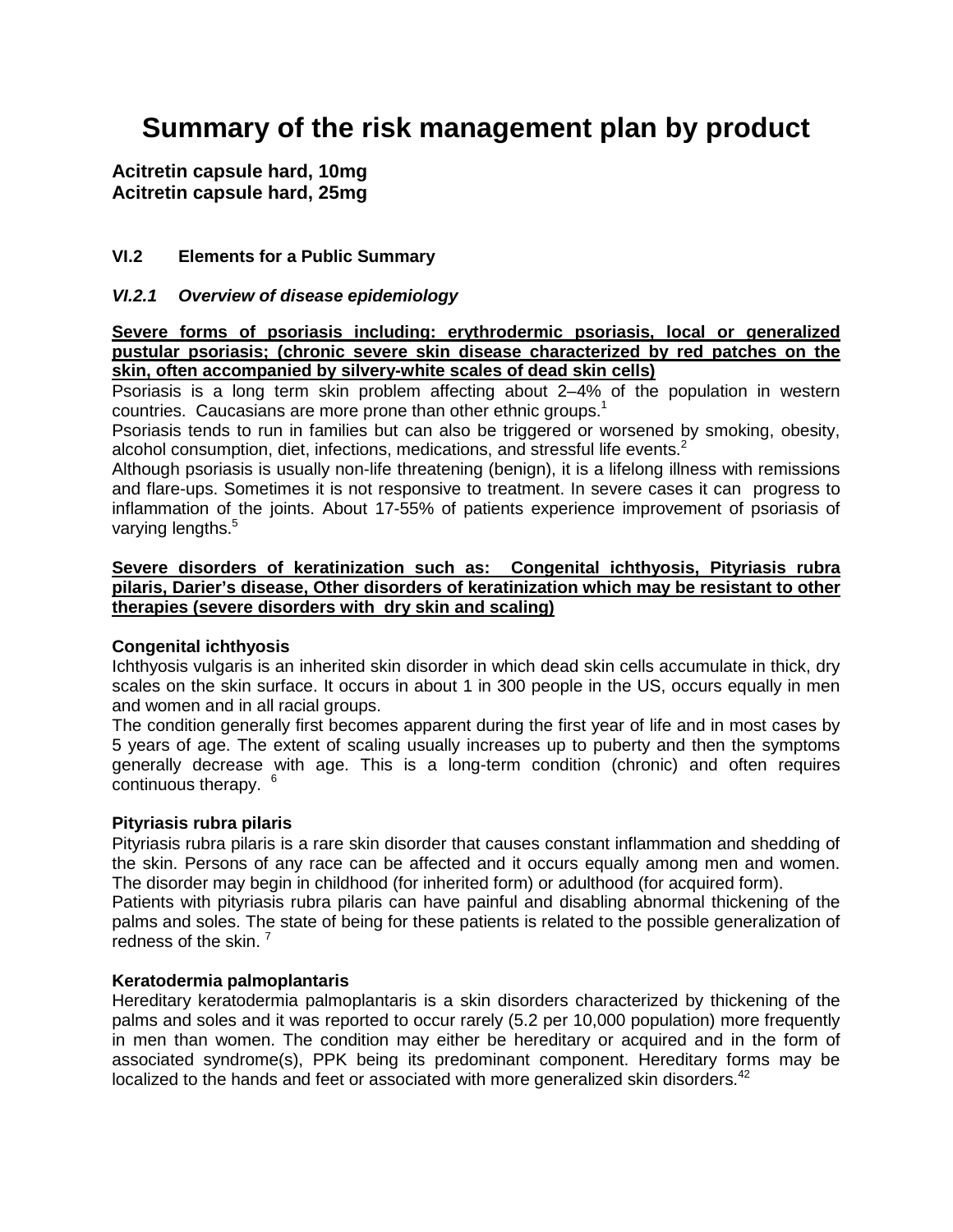# Summary of the risk management plan by product

**Acitretin capsule hard, 10mg**
**Acitretin capsule hard, 25mg**

## VI.2 Elements for a Public Summary

### *VI.2.1 Overview of disease epidemiology*

**Severe forms of psoriasis including: erythrodermic psoriasis, local or generalized pustular psoriasis; (chronic severe skin disease characterized by red patches on the skin, often accompanied by silvery-white scales of dead skin cells)**

Psoriasis is a long term skin problem affecting about 2–4% of the population in western countries. Caucasians are more prone than other ethnic groups.[1]

Psoriasis tends to run in families but can also be triggered or worsened by smoking, obesity, alcohol consumption, diet, infections, medications, and stressful life events.[2]

Although psoriasis is usually non-life threatening (benign), it is a lifelong illness with remissions and flare-ups. Sometimes it is not responsive to treatment. In severe cases it can progress to inflammation of the joints. About 17-55% of patients experience improvement of psoriasis of varying lengths.[5]

**Severe disorders of keratinization such as: Congenital ichthyosis, Pityriasis rubra pilaris, Darier's disease, Other disorders of keratinization which may be resistant to other therapies (severe disorders with dry skin and scaling)**

**Congenital ichthyosis**

Ichthyosis vulgaris is an inherited skin disorder in which dead skin cells accumulate in thick, dry scales on the skin surface. It occurs in about 1 in 300 people in the US, occurs equally in men and women and in all racial groups.

The condition generally first becomes apparent during the first year of life and in most cases by 5 years of age. The extent of scaling usually increases up to puberty and then the symptoms generally decrease with age. This is a long-term condition (chronic) and often requires continuous therapy. [6]

**Pityriasis rubra pilaris**

Pityriasis rubra pilaris is a rare skin disorder that causes constant inflammation and shedding of the skin. Persons of any race can be affected and it occurs equally among men and women. The disorder may begin in childhood (for inherited form) or adulthood (for acquired form).

Patients with pityriasis rubra pilaris can have painful and disabling abnormal thickening of the palms and soles. The state of being for these patients is related to the possible generalization of redness of the skin. [7]

**Keratodermia palmoplantaris**

Hereditary keratodermia palmoplantaris is a skin disorders characterized by thickening of the palms and soles and it was reported to occur rarely (5.2 per 10,000 population) more frequently in men than women. The condition may either be hereditary or acquired and in the form of associated syndrome(s), PPK being its predominant component. Hereditary forms may be localized to the hands and feet or associated with more generalized skin disorders.[42]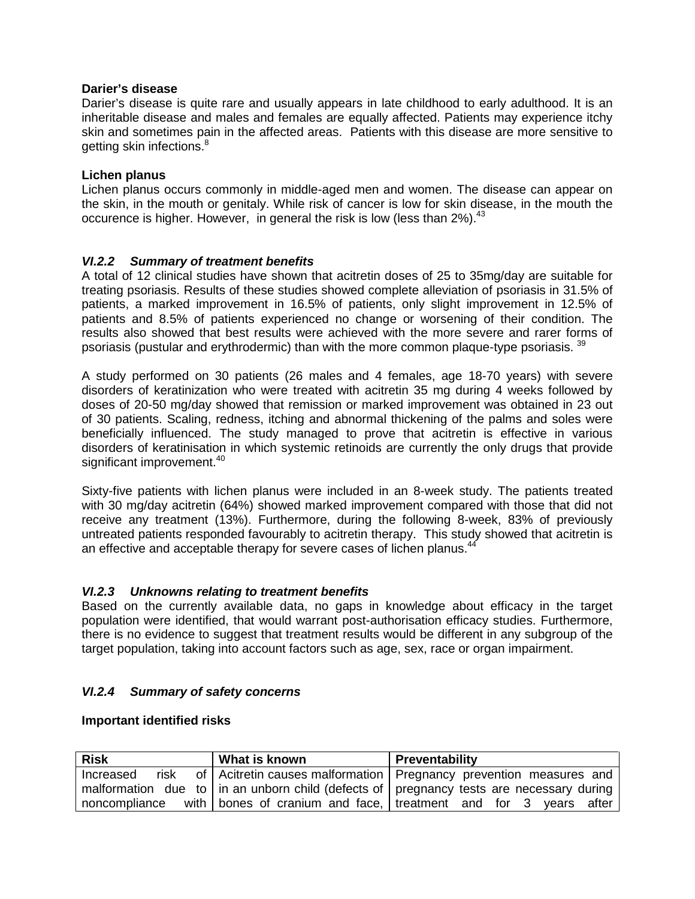**Darier's disease**

Darier's disease is quite rare and usually appears in late childhood to early adulthood. It is an inheritable disease and males and females are equally affected. Patients may experience itchy skin and sometimes pain in the affected areas. Patients with this disease are more sensitive to getting skin infections.[8]

**Lichen planus**

Lichen planus occurs commonly in middle-aged men and women. The disease can appear on the skin, in the mouth or genitaly. While risk of cancer is low for skin disease, in the mouth the occurence is higher. However, in general the risk is low (less than 2%).[43]

### *VI.2.2 Summary of treatment benefits*

A total of 12 clinical studies have shown that acitretin doses of 25 to 35mg/day are suitable for treating psoriasis. Results of these studies showed complete alleviation of psoriasis in 31.5% of patients, a marked improvement in 16.5% of patients, only slight improvement in 12.5% of patients and 8.5% of patients experienced no change or worsening of their condition. The results also showed that best results were achieved with the more severe and rarer forms of psoriasis (pustular and erythrodermic) than with the more common plaque-type psoriasis. [39]

A study performed on 30 patients (26 males and 4 females, age 18-70 years) with severe disorders of keratinization who were treated with acitretin 35 mg during 4 weeks followed by doses of 20-50 mg/day showed that remission or marked improvement was obtained in 23 out of 30 patients. Scaling, redness, itching and abnormal thickening of the palms and soles were beneficially influenced. The study managed to prove that acitretin is effective in various disorders of keratinisation in which systemic retinoids are currently the only drugs that provide significant improvement.[40]

Sixty-five patients with lichen planus were included in an 8-week study. The patients treated with 30 mg/day acitretin (64%) showed marked improvement compared with those that did not receive any treatment (13%). Furthermore, during the following 8-week, 83% of previously untreated patients responded favourably to acitretin therapy. This study showed that acitretin is an effective and acceptable therapy for severe cases of lichen planus.[44]

### *VI.2.3 Unknowns relating to treatment benefits*

Based on the currently available data, no gaps in knowledge about efficacy in the target population were identified, that would warrant post-authorisation efficacy studies. Furthermore, there is no evidence to suggest that treatment results would be different in any subgroup of the target population, taking into account factors such as age, sex, race or organ impairment.

### *VI.2.4 Summary of safety concerns*

**Important identified risks**

| Risk | What is known | Preventability |
|---|---|---|
| Increased risk of malformation due to noncompliance with | Acitretin causes malformation in an unborn child (defects of bones of cranium and face, | Pregnancy prevention measures and pregnancy tests are necessary during treatment and for 3 years after |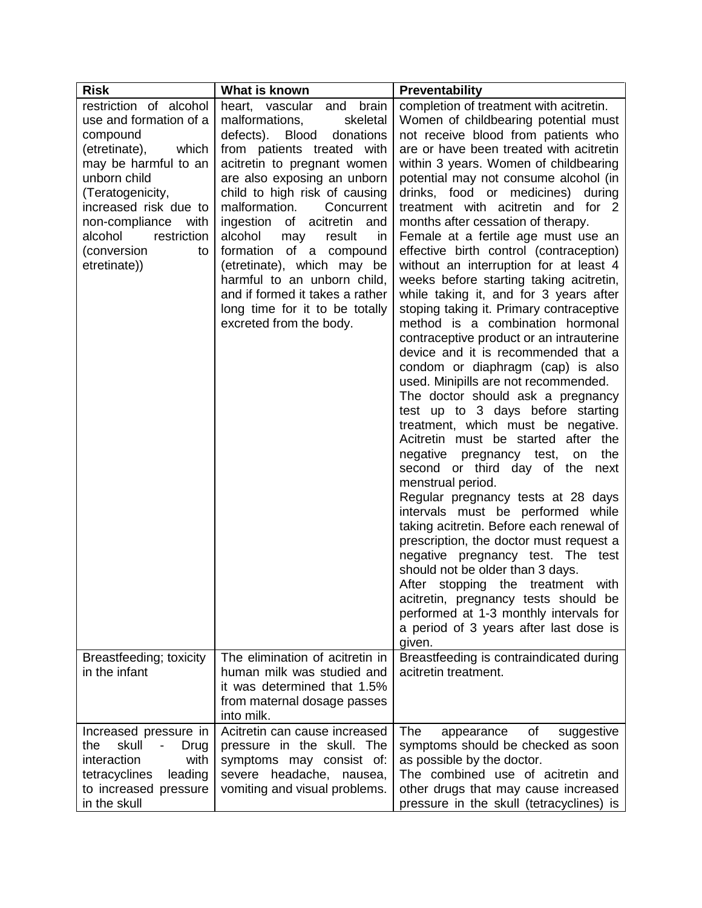| Risk | What is known | Preventability |
| --- | --- | --- |
| restriction of alcohol use and formation of a compound (etretinate), which may be harmful to an unborn child (Teratogenicity, increased risk due to non-compliance with alcohol restriction (conversion to etretinate)) | heart, vascular and brain malformations, skeletal defects). Blood donations from patients treated with acitretin to pregnant women are also exposing an unborn child to high risk of causing malformation. Concurrent ingestion of acitretin and alcohol may result in formation of a compound (etretinate), which may be harmful to an unborn child, and if formed it takes a rather long time for it to be totally excreted from the body. | completion of treatment with acitretin. Women of childbearing potential must not receive blood from patients who are or have been treated with acitretin within 3 years. Women of childbearing potential may not consume alcohol (in drinks, food or medicines) during treatment with acitretin and for 2 months after cessation of therapy. Female at a fertile age must use an effective birth control (contraception) without an interruption for at least 4 weeks before starting taking acitretin, while taking it, and for 3 years after stoping taking it. Primary contraceptive method is a combination hormonal contraceptive product or an intrauterine device and it is recommended that a condom or diaphragm (cap) is also used. Minipills are not recommended. The doctor should ask a pregnancy test up to 3 days before starting treatment, which must be negative. Acitretin must be started after the negative pregnancy test, on the second or third day of the next menstrual period. Regular pregnancy tests at 28 days intervals must be performed while taking acitretin. Before each renewal of prescription, the doctor must request a negative pregnancy test. The test should not be older than 3 days. After stopping the treatment with acitretin, pregnancy tests should be performed at 1-3 monthly intervals for a period of 3 years after last dose is given. |
| Breastfeeding; toxicity in the infant | The elimination of acitretin in human milk was studied and it was determined that 1.5% from maternal dosage passes into milk. | Breastfeeding is contraindicated during acitretin treatment. |
| Increased pressure in the skull - Drug interaction with tetracyclines leading to increased pressure in the skull | Acitretin can cause increased pressure in the skull. The symptoms may consist of: severe headache, nausea, vomiting and visual problems. | The appearance of suggestive symptoms should be checked as soon as possible by the doctor. The combined use of acitretin and other drugs that may cause increased pressure in the skull (tetracyclines) is |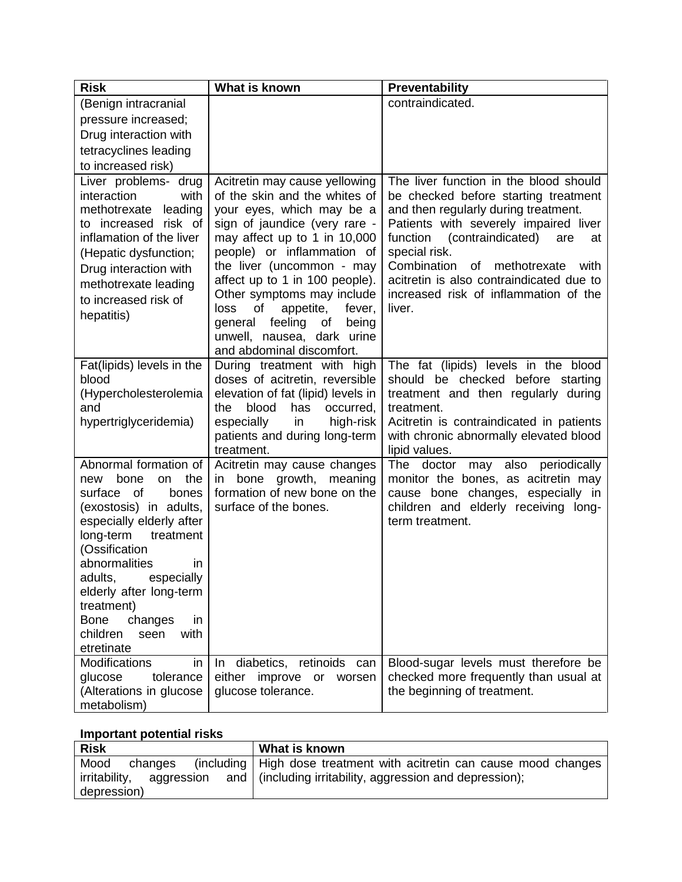| Risk | What is known | Preventability |
|---|---|---|
| (Benign intracranial pressure increased; Drug interaction with tetracyclines leading to increased risk) | | contraindicated. |
| Liver problems- drug interaction with methotrexate leading to increased risk of inflamation of the liver (Hepatic dysfunction; Drug interaction with methotrexate leading to increased risk of hepatitis) | Acitretin may cause yellowing of the skin and the whites of your eyes, which may be a sign of jaundice (very rare - may affect up to 1 in 10,000 people) or inflammation of the liver (uncommon - may affect up to 1 in 100 people). Other symptoms may include loss of appetite, fever, general feeling of being unwell, nausea, dark urine and abdominal discomfort. | The liver function in the blood should be checked before starting treatment and then regularly during treatment. Patients with severely impaired liver function (contraindicated) are at special risk. Combination of methotrexate with acitretin is also contraindicated due to increased risk of inflammation of the liver. |
| Fat(lipids) levels in the blood (Hypercholesterolemia and hypertriglyceridemia) | During treatment with high doses of acitretin, reversible elevation of fat (lipid) levels in the blood has occurred, especially in high-risk patients and during long-term treatment. | The fat (lipids) levels in the blood should be checked before starting treatment and then regularly during treatment. Acitretin is contraindicated in patients with chronic abnormally elevated blood lipid values. |
| Abnormal formation of new bone on the surface of bones (exostosis) in adults, especially elderly after long-term treatment (Ossification abnormalities in adults, especially elderly after long-term treatment) Bone changes in children seen with etretinate | Acitretin may cause changes in bone growth, meaning formation of new bone on the surface of the bones. | The doctor may also periodically monitor the bones, as acitretin may cause bone changes, especially in children and elderly receiving long-term treatment. |
| Modifications in glucose tolerance (Alterations in glucose metabolism) | In diabetics, retinoids can either improve or worsen glucose tolerance. | Blood-sugar levels must therefore be checked more frequently than usual at the beginning of treatment. |

**Important potential risks**

| Risk | What is known |
|---|---|
| Mood changes (including irritability, aggression and depression) | High dose treatment with acitretin can cause mood changes (including irritability, aggression and depression); |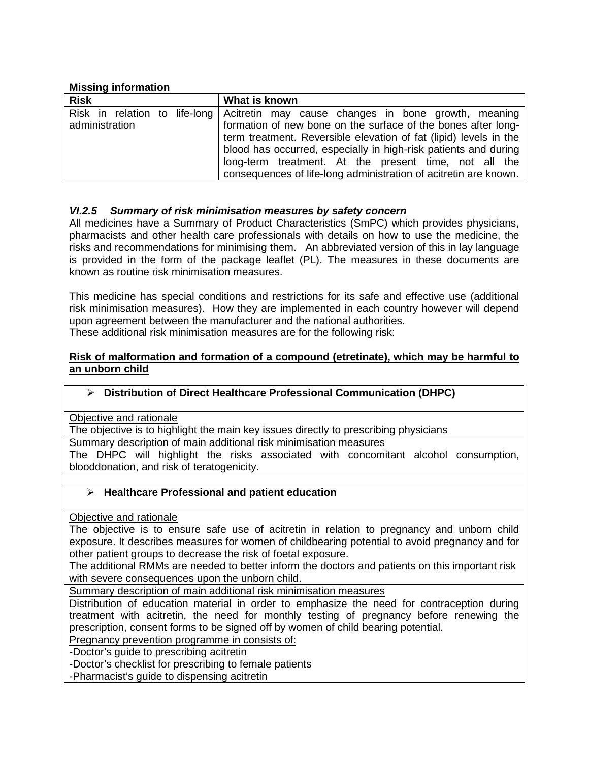**Missing information**

| Risk | What is known |
|---|---|
| Risk in relation to life-long administration | Acitretin may cause changes in bone growth, meaning formation of new bone on the surface of the bones after long-term treatment. Reversible elevation of fat (lipid) levels in the blood has occurred, especially in high-risk patients and during long-term treatment. At the present time, not all the consequences of life-long administration of acitretin are known. |

### *VI.2.5 Summary of risk minimisation measures by safety concern*

All medicines have a Summary of Product Characteristics (SmPC) which provides physicians, pharmacists and other health care professionals with details on how to use the medicine, the risks and recommendations for minimising them. An abbreviated version of this in lay language is provided in the form of the package leaflet (PL). The measures in these documents are known as routine risk minimisation measures.

This medicine has special conditions and restrictions for its safe and effective use (additional risk minimisation measures). How they are implemented in each country however will depend upon agreement between the manufacturer and the national authorities.
These additional risk minimisation measures are for the following risk:

**Risk of malformation and formation of a compound (etretinate), which may be harmful to an unborn child**

- **Distribution of Direct Healthcare Professional Communication (DHPC)**

Objective and rationale

The objective is to highlight the main key issues directly to prescribing physicians

Summary description of main additional risk minimisation measures

The DHPC will highlight the risks associated with concomitant alcohol consumption, blooddonation, and risk of teratogenicity.

- **Healthcare Professional and patient education**

Objective and rationale

The objective is to ensure safe use of acitretin in relation to pregnancy and unborn child exposure. It describes measures for women of childbearing potential to avoid pregnancy and for other patient groups to decrease the risk of foetal exposure.
The additional RMMs are needed to better inform the doctors and patients on this important risk with severe consequences upon the unborn child.

Summary description of main additional risk minimisation measures

Distribution of education material in order to emphasize the need for contraception during treatment with acitretin, the need for monthly testing of pregnancy before renewing the prescription, consent forms to be signed off by women of child bearing potential.

Pregnancy prevention programme in consists of:

-Doctor's guide to prescribing acitretin
-Doctor's checklist for prescribing to female patients
-Pharmacist's guide to dispensing acitretin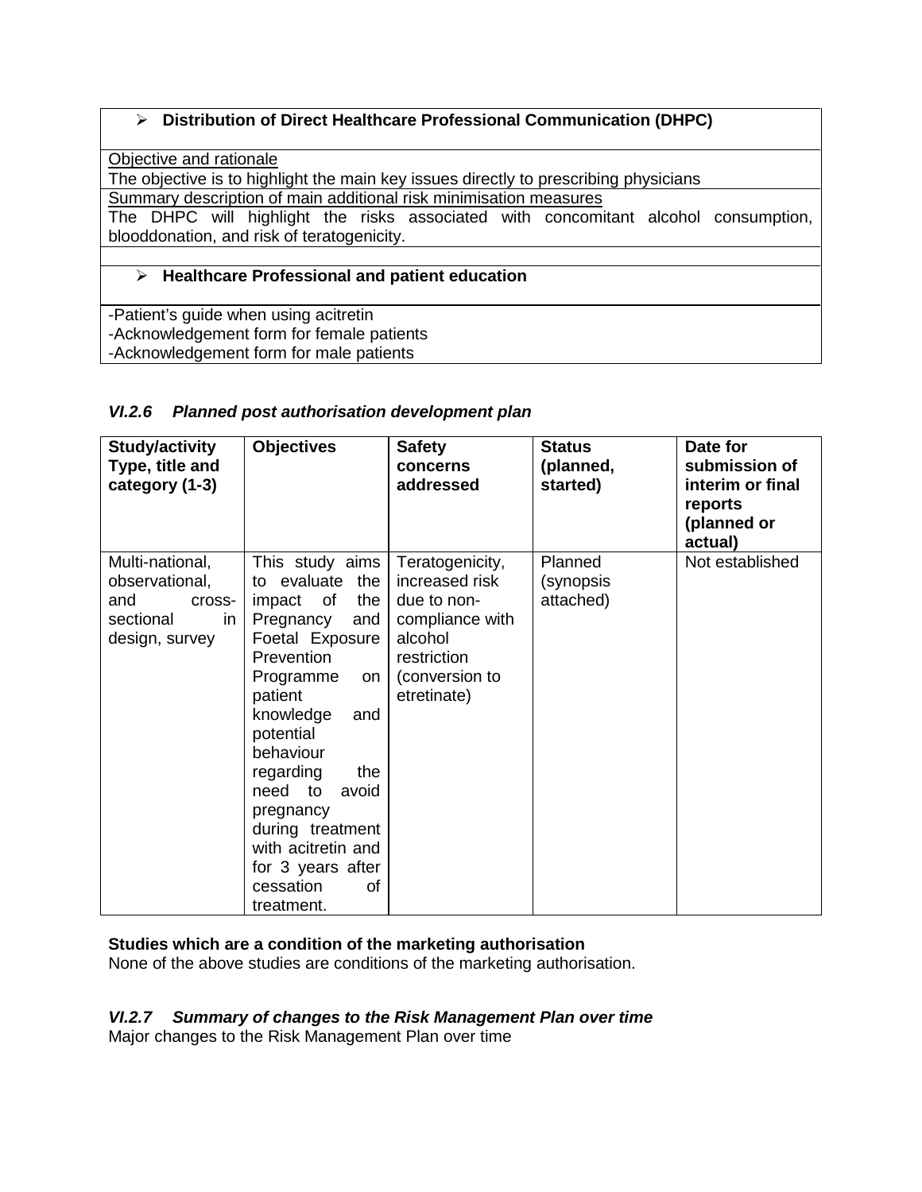- **Distribution of Direct Healthcare Professional Communication (DHPC)**

Objective and rationale

The objective is to highlight the main key issues directly to prescribing physicians

Summary description of main additional risk minimisation measures

The DHPC will highlight the risks associated with concomitant alcohol consumption, blooddonation, and risk of teratogenicity.

- **Healthcare Professional and patient education**

-Patient's guide when using acitretin
-Acknowledgement form for female patients
-Acknowledgement form for male patients

### *VI.2.6 Planned post authorisation development plan*

| Study/activity Type, title and category (1-3) | Objectives | Safety concerns addressed | Status (planned, started) | Date for submission of interim or final reports (planned or actual) |
|---|---|---|---|---|
| Multi-national, observational, and cross-sectional in design, survey | This study aims to evaluate the impact of the Pregnancy and Foetal Exposure Prevention Programme on patient knowledge and potential behaviour regarding the need to avoid pregnancy during treatment with acitretin and for 3 years after cessation of treatment. | Teratogenicity, increased risk due to non-compliance with alcohol restriction (conversion to etretinate) | Planned (synopsis attached) | Not established |

**Studies which are a condition of the marketing authorisation**

None of the above studies are conditions of the marketing authorisation.

### *VI.2.7 Summary of changes to the Risk Management Plan over time*

Major changes to the Risk Management Plan over time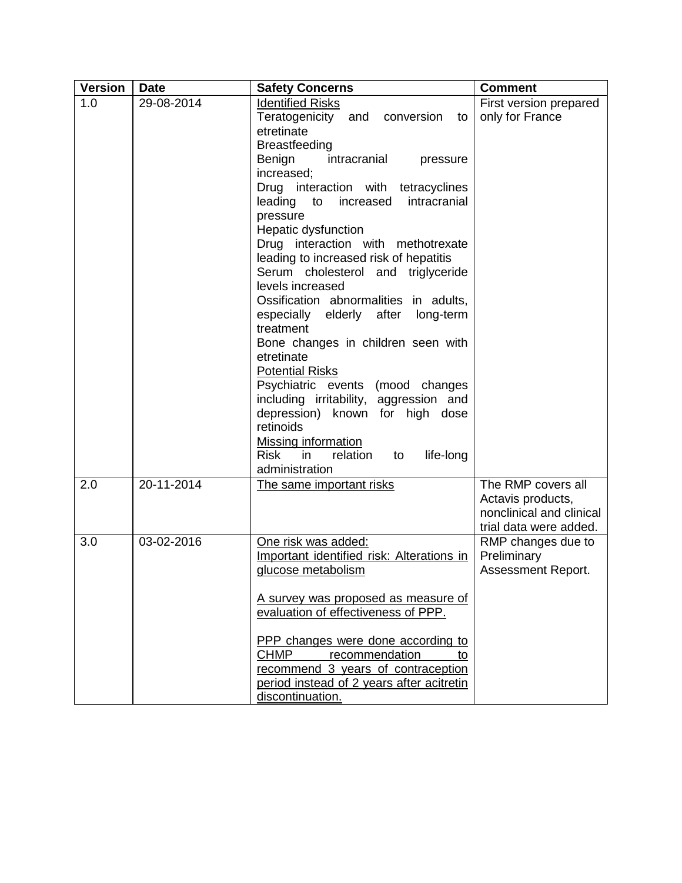| Version | Date | Safety Concerns | Comment |
|---|---|---|---|
| 1.0 | 29-08-2014 | Identified Risks<br>Teratogenicity and conversion to etretinate<br>Breastfeeding<br>Benign intracranial pressure increased;<br>Drug interaction with tetracyclines leading to increased intracranial pressure<br>Hepatic dysfunction<br>Drug interaction with methotrexate leading to increased risk of hepatitis<br>Serum cholesterol and triglyceride levels increased<br>Ossification abnormalities in adults, especially elderly after long-term treatment<br>Bone changes in children seen with etretinate<br>Potential Risks<br>Psychiatric events (mood changes including irritability, aggression and depression) known for high dose retinoids<br>Missing information<br>Risk in relation to life-long administration | First version prepared only for France |
| 2.0 | 20-11-2014 | The same important risks | The RMP covers all Actavis products, nonclinical and clinical trial data were added. |
| 3.0 | 03-02-2016 | One risk was added:<br>Important identified risk: Alterations in glucose metabolism<br><br>A survey was proposed as measure of evaluation of effectiveness of PPP.<br><br>PPP changes were done according to CHMP recommendation to recommend 3 years of contraception period instead of 2 years after acitretin discontinuation. | RMP changes due to Preliminary Assessment Report. |